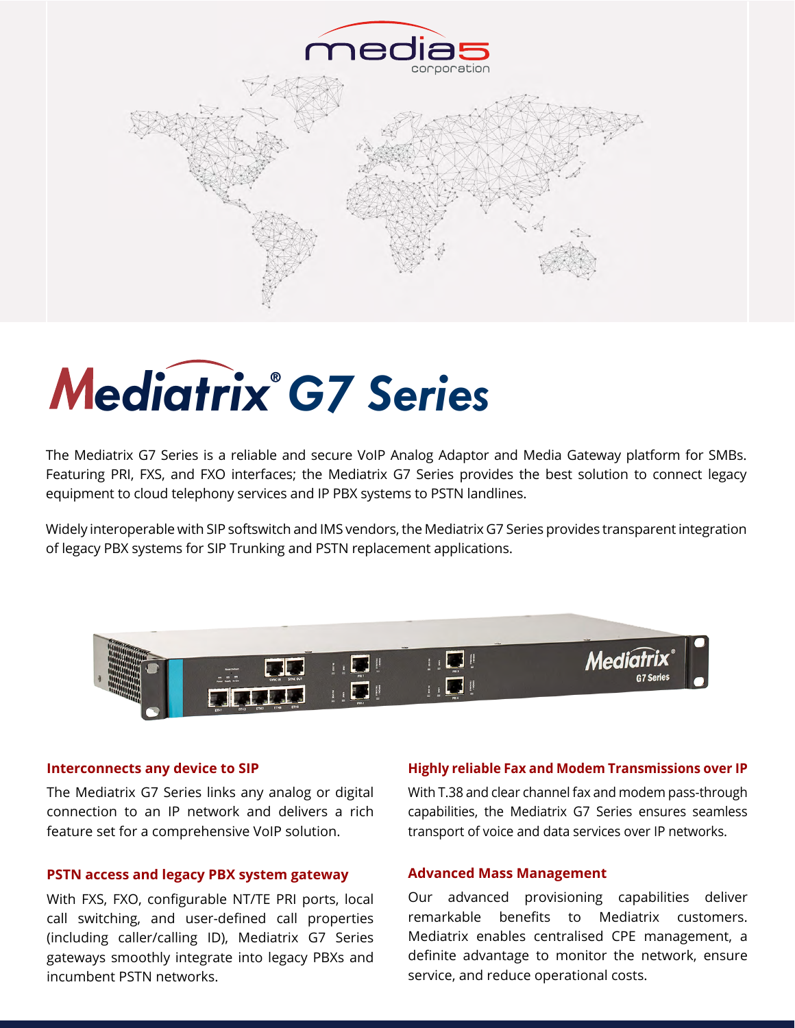# Mediatrix® G7 Series

The Mediatrix G7 Series is a reliable and secure VoIP Analog Adaptor and Media Gateway platform for SMBs. Featuring PRI, FXS, and FXO interfaces; the Mediatrix G7 Series provides the best solution to connect legacy equipment to cloud telephony services and IP PBX systems to PSTN landlines.

Widely interoperable with SIP softswitch and IMS vendors, the Mediatrix G7 Series provides transparent integration of legacy PBX systems for SIP Trunking and PSTN replacement applications.

### Interconnects any device to SIP

The Mediatrix G7 Series links any analog or digital connection to an IP network and delivers a rich feature set for a comprehensive VoIP solution.

### PSTN access and legacy PBX system gateway

With FXS, FXO, configurable NT/TE PRI ports, local call switching, and user-defined call properties (including caller/calling ID), Mediatrix G7 Series gateways smoothly integrate into legacy PBXs and incumbent PSTN networks.

### Highly reliable Fax and Modem Transmissions over IP

With T.38 and clear channel fax and modem pass-through capabilities, the Mediatrix G7 Series ensures seamless transport of voice and data services over IP networks.

### Advanced Mass Management

Our advanced provisioning capabilities deliver remarkable benefits to Mediatrix customers. Mediatrix enables centralised CPE management, a definite advantage to monitor the network, ensure service, and reduce operational costs.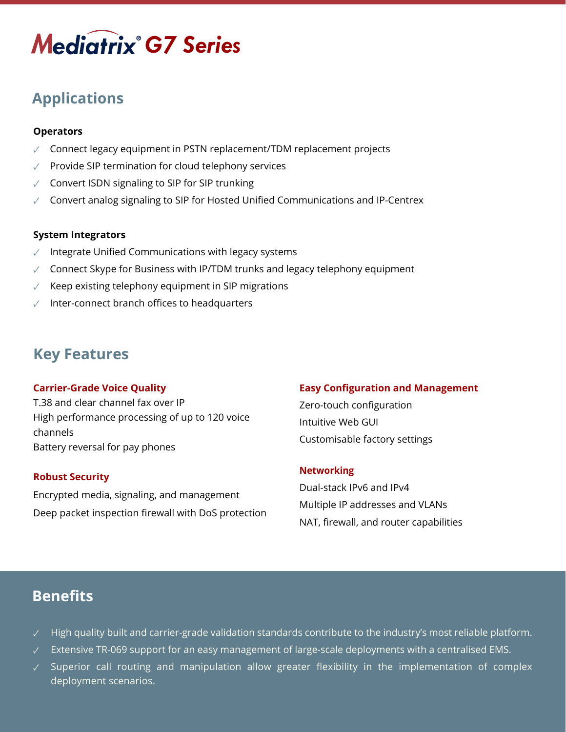# Mediatrix® G7 Series

## Applications

**Operators**

- ✓ Connect legacy equipment in PSTN replacement/TDM replacement projects
- ✓ Provide SIP termination for cloud telephony services
- ✓ Convert ISDN signaling to SIP for SIP trunking
- ✓ Convert analog signaling to SIP for Hosted Unified Communications and IP-Centrex

**System Integrators**

- ✓ Integrate Unified Communications with legacy systems
- ✓ Connect Skype for Business with IP/TDM trunks and legacy telephony equipment
- ✓ Keep existing telephony equipment in SIP migrations
- ✓ Inter-connect branch offices to headquarters

## Key Features

### Carrier-Grade Voice Quality

T.38 and clear channel fax over IP
High performance processing of up to 120 voice channels
Battery reversal for pay phones

### Robust Security

Encrypted media, signaling, and management
Deep packet inspection firewall with DoS protection

### Easy Configuration and Management

Zero-touch configuration
Intuitive Web GUI
Customisable factory settings

### Networking

Dual-stack IPv6 and IPv4
Multiple IP addresses and VLANs
NAT, firewall, and router capabilities

## Benefits

- ✓ High quality built and carrier-grade validation standards contribute to the industry's most reliable platform.
- ✓ Extensive TR-069 support for an easy management of large-scale deployments with a centralised EMS.
- ✓ Superior call routing and manipulation allow greater flexibility in the implementation of complex deployment scenarios.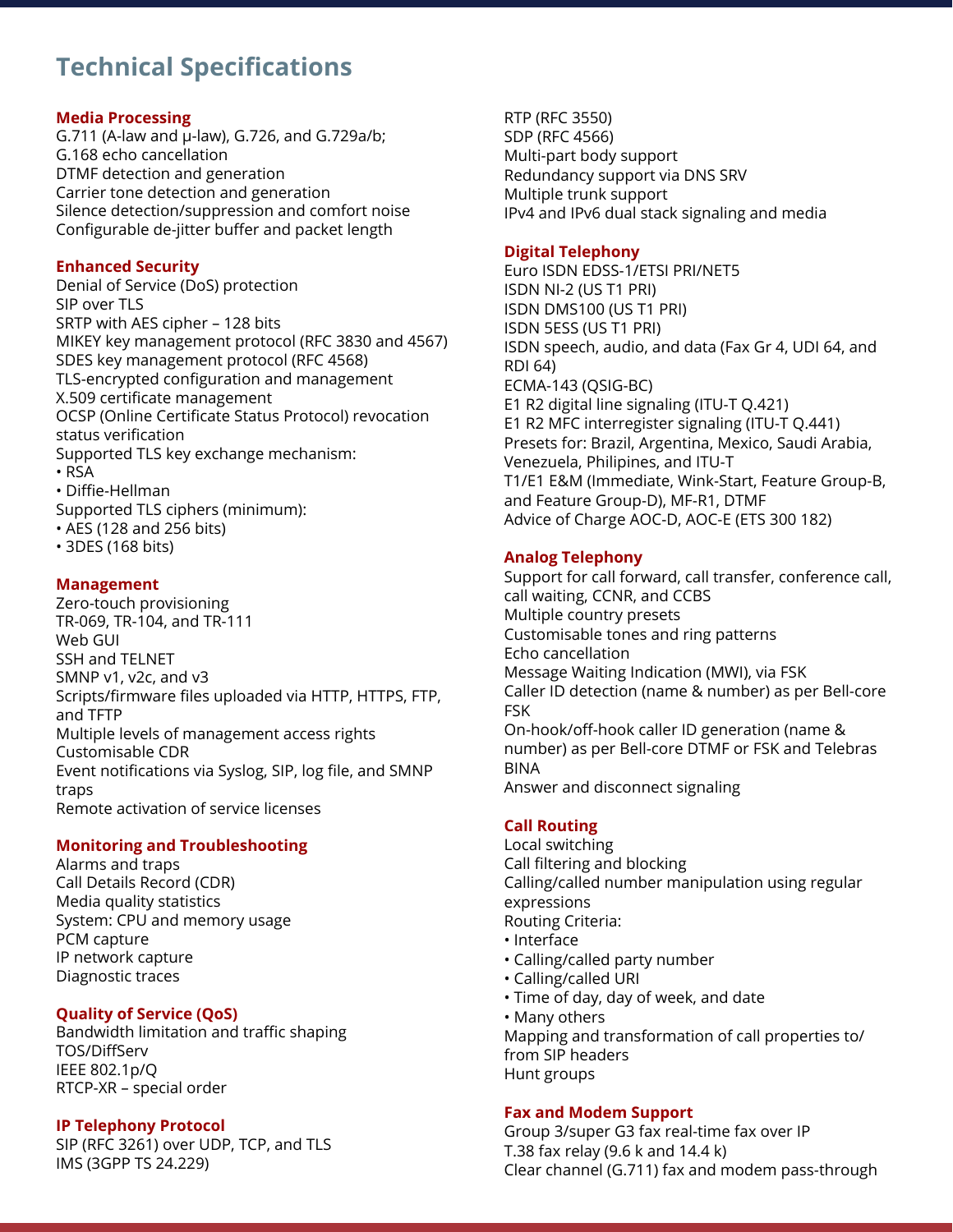# Technical Specifications

### Media Processing

G.711 (A-law and µ-law), G.726, and G.729a/b;
G.168 echo cancellation
DTMF detection and generation
Carrier tone detection and generation
Silence detection/suppression and comfort noise
Configurable de-jitter buffer and packet length

### Enhanced Security

Denial of Service (DoS) protection
SIP over TLS
SRTP with AES cipher – 128 bits
MIKEY key management protocol (RFC 3830 and 4567)
SDES key management protocol (RFC 4568)
TLS-encrypted configuration and management
X.509 certificate management
OCSP (Online Certificate Status Protocol) revocation status verification
Supported TLS key exchange mechanism:

- RSA
- Diffie-Hellman

Supported TLS ciphers (minimum):

- AES (128 and 256 bits)
- 3DES (168 bits)

### Management

Zero-touch provisioning
TR-069, TR-104, and TR-111
Web GUI
SSH and TELNET
SMNP v1, v2c, and v3
Scripts/firmware files uploaded via HTTP, HTTPS, FTP, and TFTP
Multiple levels of management access rights
Customisable CDR
Event notifications via Syslog, SIP, log file, and SMNP traps
Remote activation of service licenses

### Monitoring and Troubleshooting

Alarms and traps
Call Details Record (CDR)
Media quality statistics
System: CPU and memory usage
PCM capture
IP network capture
Diagnostic traces

### Quality of Service (QoS)

Bandwidth limitation and traffic shaping
TOS/DiffServ
IEEE 802.1p/Q
RTCP-XR – special order

### IP Telephony Protocol

SIP (RFC 3261) over UDP, TCP, and TLS
IMS (3GPP TS 24.229)
RTP (RFC 3550)
SDP (RFC 4566)
Multi-part body support
Redundancy support via DNS SRV
Multiple trunk support
IPv4 and IPv6 dual stack signaling and media

### Digital Telephony

Euro ISDN EDSS-1/ETSI PRI/NET5
ISDN NI-2 (US T1 PRI)
ISDN DMS100 (US T1 PRI)
ISDN 5ESS (US T1 PRI)
ISDN speech, audio, and data (Fax Gr 4, UDI 64, and RDI 64)
ECMA-143 (QSIG-BC)
E1 R2 digital line signaling (ITU-T Q.421)
E1 R2 MFC interregister signaling (ITU-T Q.441)
Presets for: Brazil, Argentina, Mexico, Saudi Arabia, Venezuela, Philipines, and ITU-T
T1/E1 E&M (Immediate, Wink-Start, Feature Group-B, and Feature Group-D), MF-R1, DTMF
Advice of Charge AOC-D, AOC-E (ETS 300 182)

### Analog Telephony

Support for call forward, call transfer, conference call, call waiting, CCNR, and CCBS
Multiple country presets
Customisable tones and ring patterns
Echo cancellation
Message Waiting Indication (MWI), via FSK
Caller ID detection (name & number) as per Bell-core FSK
On-hook/off-hook caller ID generation (name & number) as per Bell-core DTMF or FSK and Telebras BINA
Answer and disconnect signaling

### Call Routing

Local switching
Call filtering and blocking
Calling/called number manipulation using regular expressions
Routing Criteria:

- Interface
- Calling/called party number
- Calling/called URI
- Time of day, day of week, and date
- Many others

Mapping and transformation of call properties to/from SIP headers
Hunt groups

### Fax and Modem Support

Group 3/super G3 fax real-time fax over IP
T.38 fax relay (9.6 k and 14.4 k)
Clear channel (G.711) fax and modem pass-through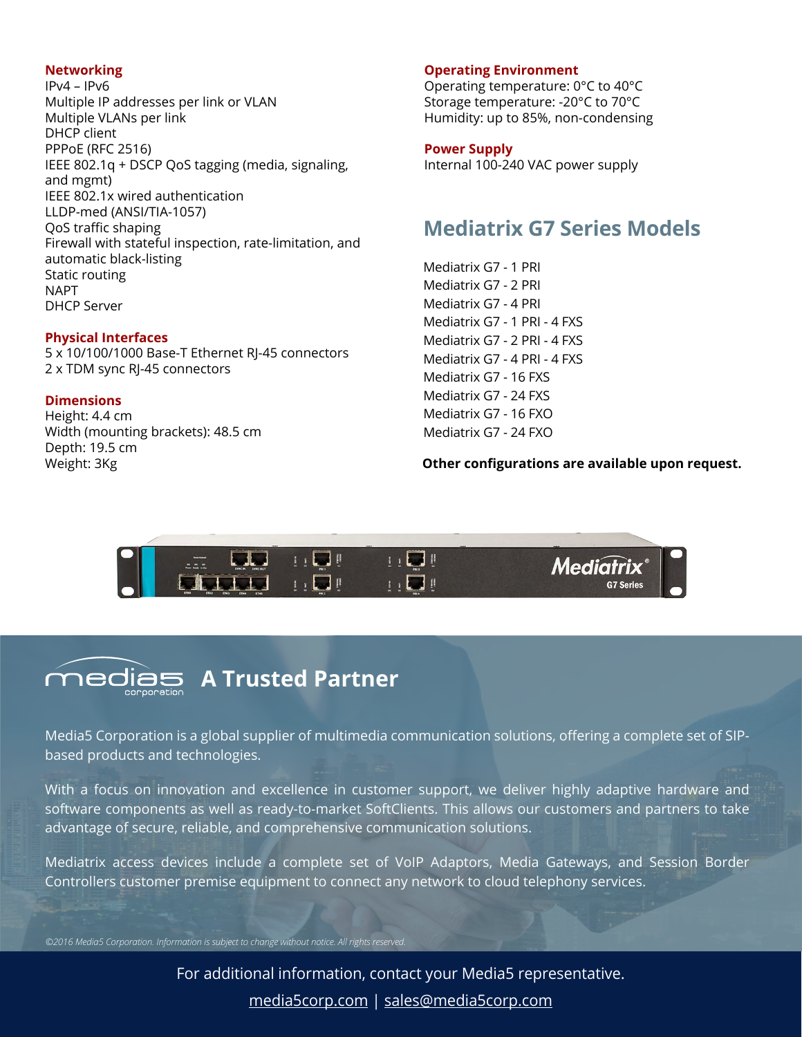### Networking

IPv4 – IPv6
Multiple IP addresses per link or VLAN
Multiple VLANs per link
DHCP client
PPPoE (RFC 2516)
IEEE 802.1q + DSCP QoS tagging (media, signaling, and mgmt)
IEEE 802.1x wired authentication
LLDP-med (ANSI/TIA-1057)
QoS traffic shaping
Firewall with stateful inspection, rate-limitation, and automatic black-listing
Static routing
NAPT
DHCP Server

### Physical Interfaces

5 x 10/100/1000 Base-T Ethernet RJ-45 connectors
2 x TDM sync RJ-45 connectors

### Dimensions

Height: 4.4 cm
Width (mounting brackets): 48.5 cm
Depth: 19.5 cm
Weight: 3Kg

### Operating Environment

Operating temperature: 0°C to 40°C
Storage temperature: -20°C to 70°C
Humidity: up to 85%, non-condensing

### Power Supply

Internal 100-240 VAC power supply

## Mediatrix G7 Series Models

Mediatrix G7 - 1 PRI
Mediatrix G7 - 2 PRI
Mediatrix G7 - 4 PRI
Mediatrix G7 - 1 PRI - 4 FXS
Mediatrix G7 - 2 PRI - 4 FXS
Mediatrix G7 - 4 PRI - 4 FXS
Mediatrix G7 - 16 FXS
Mediatrix G7 - 24 FXS
Mediatrix G7 - 16 FXO
Mediatrix G7 - 24 FXO

**Other configurations are available upon request.**

## A Trusted Partner

Media5 Corporation is a global supplier of multimedia communication solutions, offering a complete set of SIP-based products and technologies.

With a focus on innovation and excellence in customer support, we deliver highly adaptive hardware and software components as well as ready-to-market SoftClients. This allows our customers and partners to take advantage of secure, reliable, and comprehensive communication solutions.

Mediatrix access devices include a complete set of VoIP Adaptors, Media Gateways, and Session Border Controllers customer premise equipment to connect any network to cloud telephony services.

*©2016 Media5 Corporation. Information is subject to change without notice. All rights reserved.*

For additional information, contact your Media5 representative.

media5corp.com | sales@media5corp.com